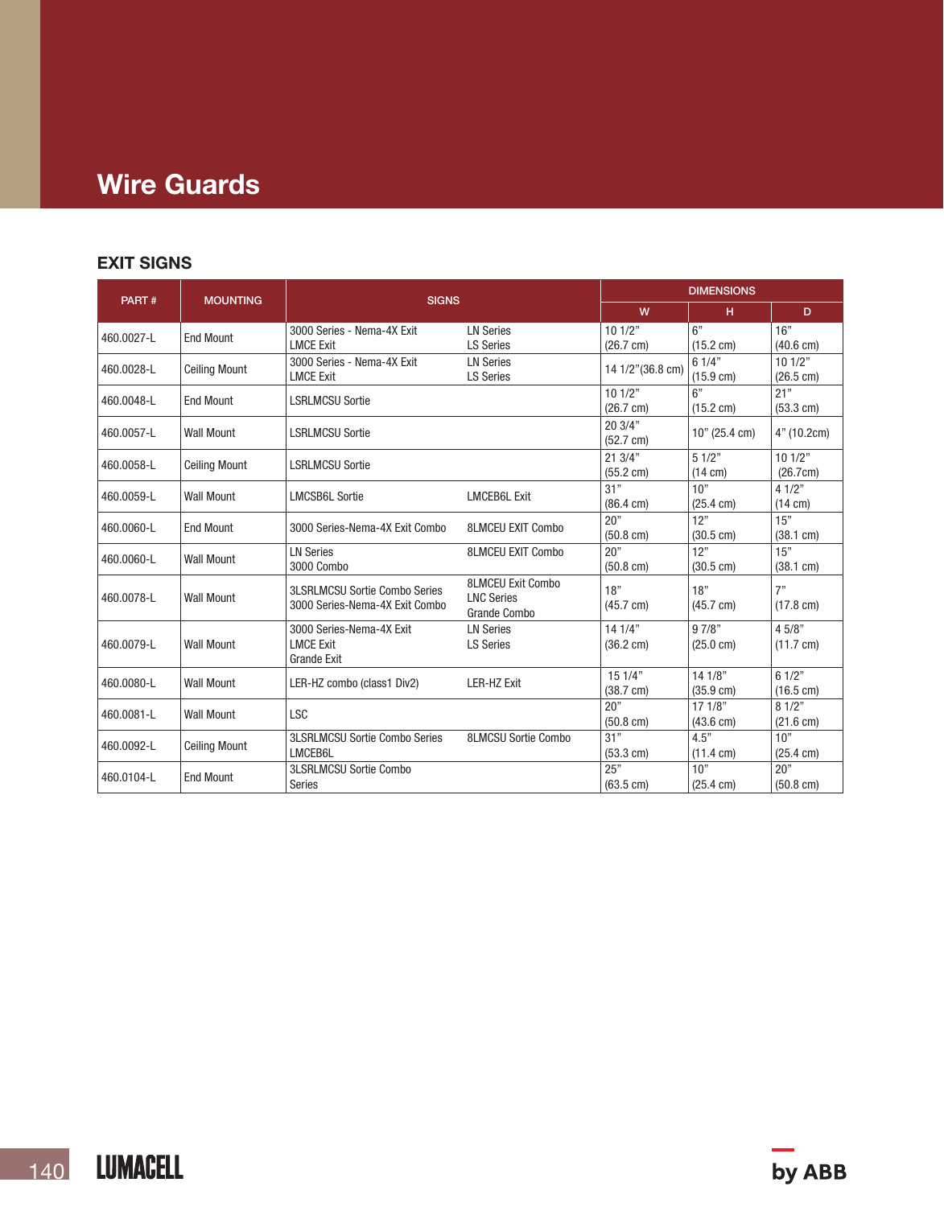# Wire Guards

## EXIT SIGNS

| PART # | MOUNTING | SIGNS | | DIMENSIONS | | |
|---|---|---|---|---|---|---|
| | | | | W | H | D |
| 460.0027-L | End Mount | 3000 Series - Nema-4X Exit<br>LMCE Exit | LN Series<br>LS Series | 10 1/2"<br>(26.7 cm) | 6"<br>(15.2 cm) | 16"<br>(40.6 cm) |
| 460.0028-L | Ceiling Mount | 3000 Series - Nema-4X Exit<br>LMCE Exit | LN Series<br>LS Series | 14 1/2"(36.8 cm) | 6 1/4"<br>(15.9 cm) | 10 1/2"<br>(26.5 cm) |
| 460.0048-L | End Mount | LSRLMCSU Sortie | | 10 1/2"<br>(26.7 cm) | 6"<br>(15.2 cm) | 21"<br>(53.3 cm) |
| 460.0057-L | Wall Mount | LSRLMCSU Sortie | | 20 3/4"<br>(52.7 cm) | 10" (25.4 cm) | 4" (10.2cm) |
| 460.0058-L | Ceiling Mount | LSRLMCSU Sortie | | 21 3/4"<br>(55.2 cm) | 5 1/2"<br>(14 cm) | 10 1/2"<br>(26.7cm) |
| 460.0059-L | Wall Mount | LMCSB6L Sortie | LMCEB6L Exit | 31"<br>(86.4 cm) | 10"<br>(25.4 cm) | 4 1/2"<br>(14 cm) |
| 460.0060-L | End Mount | 3000 Series-Nema-4X Exit Combo | 8LMCEU EXIT Combo | 20"<br>(50.8 cm) | 12"<br>(30.5 cm) | 15"<br>(38.1 cm) |
| 460.0060-L | Wall Mount | LN Series<br>3000 Combo | 8LMCEU EXIT Combo | 20"<br>(50.8 cm) | 12"<br>(30.5 cm) | 15"<br>(38.1 cm) |
| 460.0078-L | Wall Mount | 3LSRLMCSU Sortie Combo Series<br>3000 Series-Nema-4X Exit Combo | 8LMCEU Exit Combo<br>LNC Series<br>Grande Combo | 18"<br>(45.7 cm) | 18"<br>(45.7 cm) | 7"<br>(17.8 cm) |
| 460.0079-L | Wall Mount | 3000 Series-Nema-4X Exit<br>LMCE Exit<br>Grande Exit | LN Series<br>LS Series | 14 1/4"<br>(36.2 cm) | 9 7/8"<br>(25.0 cm) | 4 5/8"<br>(11.7 cm) |
| 460.0080-L | Wall Mount | LER-HZ combo (class1 Div2) | LER-HZ Exit | 15 1/4"<br>(38.7 cm) | 14 1/8"<br>(35.9 cm) | 6 1/2"<br>(16.5 cm) |
| 460.0081-L | Wall Mount | LSC | | 20"<br>(50.8 cm) | 17 1/8"<br>(43.6 cm) | 8 1/2"<br>(21.6 cm) |
| 460.0092-L | Ceiling Mount | 3LSRLMCSU Sortie Combo Series<br>LMCEB6L | 8LMCSU Sortie Combo | 31"<br>(53.3 cm) | 4.5"<br>(11.4 cm) | 10"<br>(25.4 cm) |
| 460.0104-L | End Mount | 3LSRLMCSU Sortie Combo<br>Series | | 25"<br>(63.5 cm) | 10"<br>(25.4 cm) | 20"<br>(50.8 cm) |

LUMACELL by ABB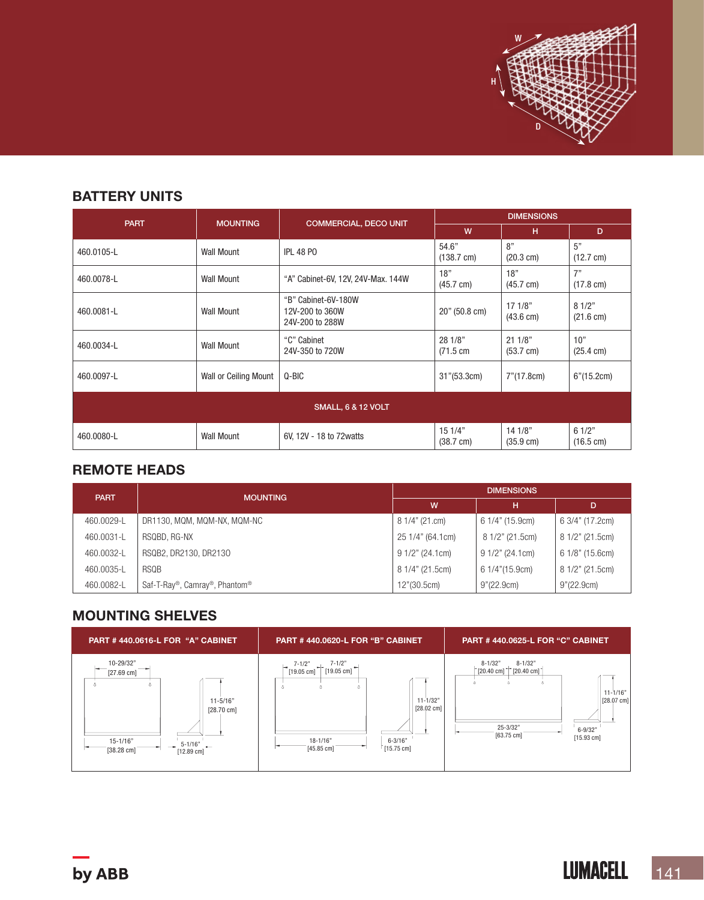W
H
D

## BATTERY UNITS

| PART | MOUNTING | COMMERCIAL, DECO UNIT | DIMENSIONS | | |
|---|---|---|---|---|---|
| | | | W | H | D |
| 460.0105-L | Wall Mount | IPL 48 PO | 54.6" (138.7 cm) | 8" (20.3 cm) | 5" (12.7 cm) |
| 460.0078-L | Wall Mount | "A" Cabinet-6V, 12V, 24V-Max. 144W | 18" (45.7 cm) | 18" (45.7 cm) | 7" (17.8 cm) |
| 460.0081-L | Wall Mount | "B" Cabinet-6V-180W 12V-200 to 360W 24V-200 to 288W | 20" (50.8 cm) | 17 1/8" (43.6 cm) | 8 1/2" (21.6 cm) |
| 460.0034-L | Wall Mount | "C" Cabinet 24V-350 to 720W | 28 1/8" (71.5 cm | 21 1/8" (53.7 cm) | 10" (25.4 cm) |
| 460.0097-L | Wall or Ceiling Mount | Q-BIC | 31"(53.3cm) | 7"(17.8cm) | 6"(15.2cm) |
| SMALL, 6 & 12 VOLT | | | | | |
| 460.0080-L | Wall Mount | 6V, 12V - 18 to 72watts | 15 1/4" (38.7 cm) | 14 1/8" (35.9 cm) | 6 1/2" (16.5 cm) |

## REMOTE HEADS

| PART | MOUNTING | DIMENSIONS | | |
|---|---|---|---|---|
| | | W | H | D |
| 460.0029-L | DR1130, MQM, MQM-NX, MQM-NC | 8 1/4" (21.cm) | 6 1/4" (15.9cm) | 6 3/4" (17.2cm) |
| 460.0031-L | RSQBD, RG-NX | 25 1/4" (64.1cm) | 8 1/2" (21.5cm) | 8 1/2" (21.5cm) |
| 460.0032-L | RSQB2, DR2130, DR2130 | 9 1/2" (24.1cm) | 9 1/2" (24.1cm) | 6 1/8" (15.6cm) |
| 460.0035-L | RSQB | 8 1/4" (21.5cm) | 6 1/4"(15.9cm) | 8 1/2" (21.5cm) |
| 460.0082-L | Saf-T-Ray®, Camray®, Phantom® | 12"(30.5cm) | 9"(22.9cm) | 9"(22.9cm) |

## MOUNTING SHELVES

| PART # 440.0616-L FOR "A" CABINET | PART # 440.0620-L FOR "B" CABINET | PART # 440.0625-L FOR "C" CABINET |
|---|---|---|
| 10-29/32" [27.69 cm]; 11-5/16" [28.70 cm]; 15-1/16" [38.28 cm]; 5-1/16" [12.89 cm] | 7-1/2" [19.05 cm]; 7-1/2" [19.05 cm]; 11-1/32" [28.02 cm]; 18-1/16" [45.85 cm]; 6-3/16" [15.75 cm] | 8-1/32" [20.40 cm]; 8-1/32" [20.40 cm]; 11-1/16" [28.07 cm]; 25-3/32" [63.75 cm]; 6-9/32" [15.93 cm] |

by ABB

LUMACELL